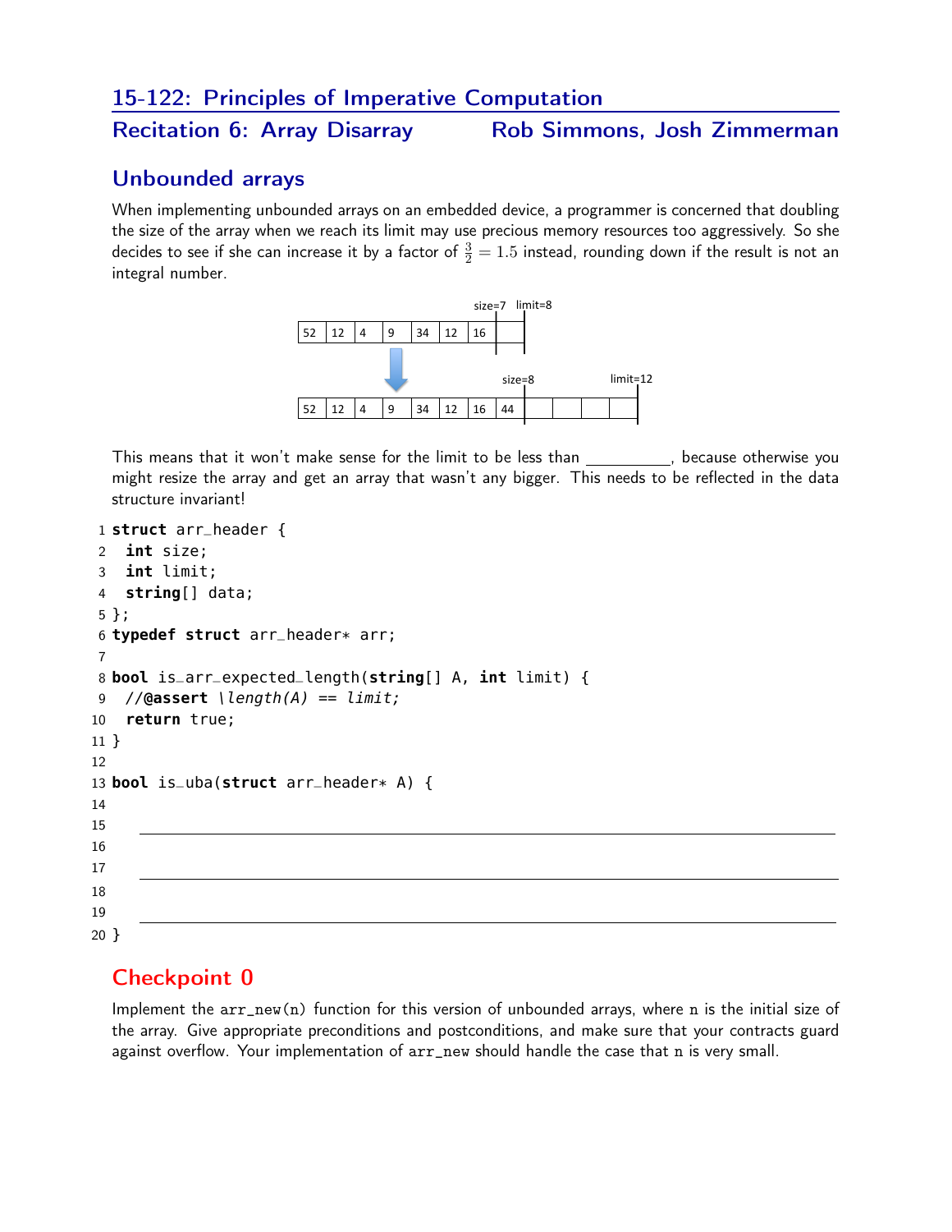15-122: Principles of Imperative Computation

## Recitation 6: Array Disarray — Rob Simmons, Josh Zimmerman

## Unbounded arrays

When implementing unbounded arrays on an embedded device, a programmer is concerned that doubling the size of the array when we reach its limit may use precious memory resources too aggressively. So she decides to see if she can increase it by a factor of $\frac{3}{2} = 1.5$ instead, rounding down if the result is not an integral number.

This means that it won't make sense for the limit to be less than __________, because otherwise you might resize the array and get an array that wasn't any bigger. This needs to be reflected in the data structure invariant!

```
1  struct arr_header {
2    int size;
3    int limit;
4    string[] data;
5  };
6  typedef struct arr_header* arr;
7
8  bool is_arr_expected_length(string[] A, int limit) {
9    //@assert \length(A) == limit;
10   return true;
11 }
12
13 bool is_uba(struct arr_header* A) {
14
15   ____________________________________________
16
17   ____________________________________________
18
19   ____________________________________________
20 }
```

## Checkpoint 0

Implement the `arr_new(n)` function for this version of unbounded arrays, where `n` is the initial size of the array. Give appropriate preconditions and postconditions, and make sure that your contracts guard against overflow. Your implementation of `arr_new` should handle the case that `n` is very small.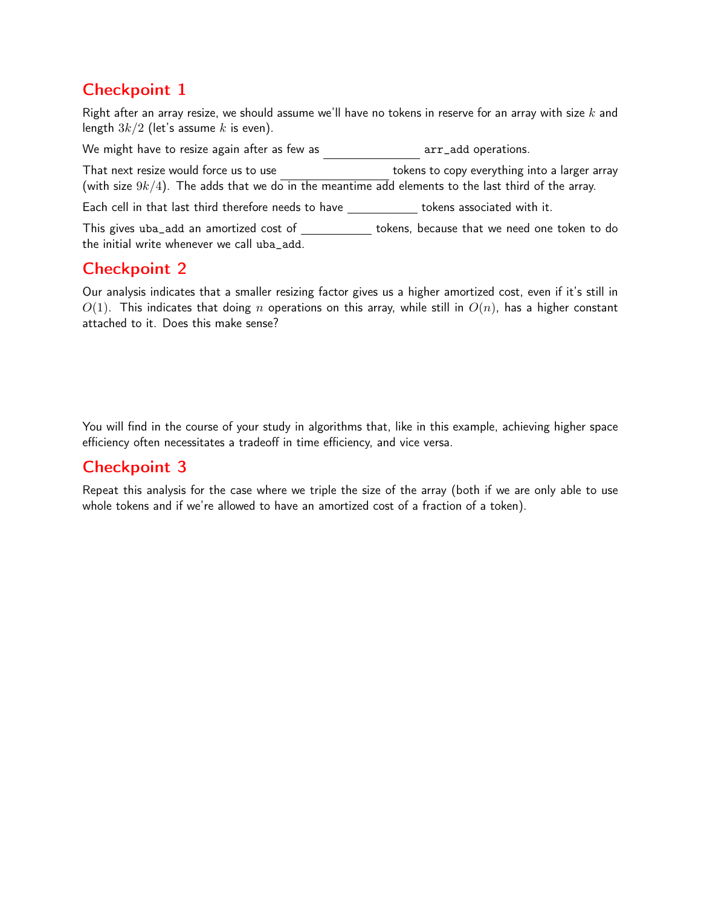## Checkpoint 1

Right after an array resize, we should assume we'll have no tokens in reserve for an array with size $k$ and length $3k/2$ (let's assume $k$ is even).

We might have to resize again after as few as \_\_\_\_\_\_\_\_\_\_\_\_\_\_\_\_ `arr_add` operations.

That next resize would force us to use \_\_\_\_\_\_\_\_\_\_\_\_\_\_\_\_\_\_ tokens to copy everything into a larger array (with size $9k/4$). The adds that we do in the meantime add elements to the last third of the array.

Each cell in that last third therefore needs to have \_\_\_\_\_\_\_\_\_\_\_\_ tokens associated with it.

This gives `uba_add` an amortized cost of \_\_\_\_\_\_\_\_\_\_\_\_ tokens, because that we need one token to do the initial write whenever we call `uba_add`.

## Checkpoint 2

Our analysis indicates that a smaller resizing factor gives us a higher amortized cost, even if it's still in $O(1)$. This indicates that doing $n$ operations on this array, while still in $O(n)$, has a higher constant attached to it. Does this make sense?

You will find in the course of your study in algorithms that, like in this example, achieving higher space efficiency often necessitates a tradeoff in time efficiency, and vice versa.

## Checkpoint 3

Repeat this analysis for the case where we triple the size of the array (both if we are only able to use whole tokens and if we're allowed to have an amortized cost of a fraction of a token).